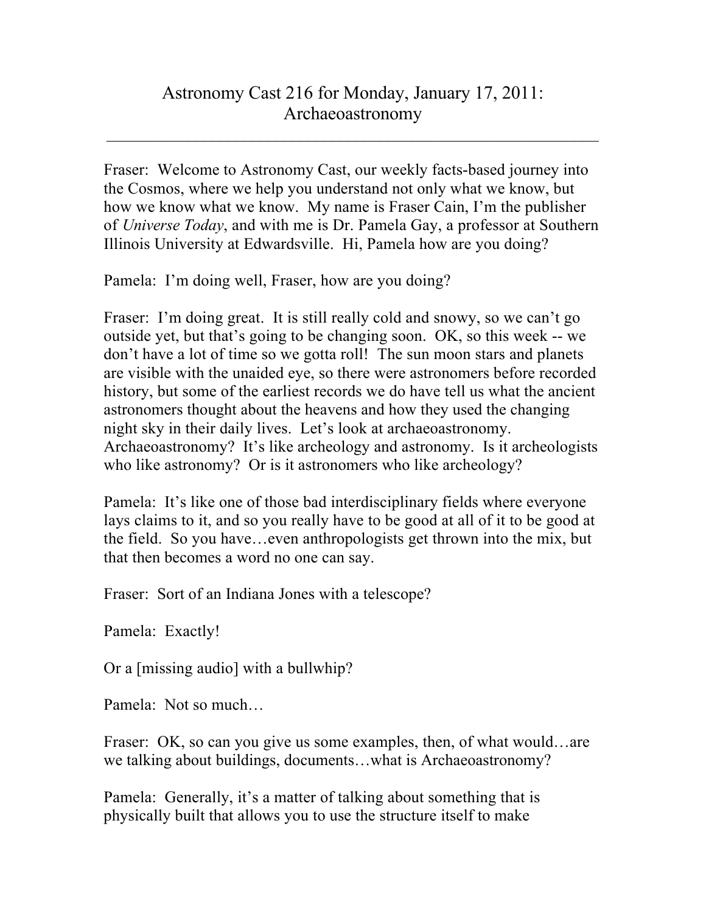# Astronomy Cast 216 for Monday, January 17, 2011: Archaeoastronomy

---

Fraser: Welcome to Astronomy Cast, our weekly facts-based journey into the Cosmos, where we help you understand not only what we know, but how we know what we know. My name is Fraser Cain, I'm the publisher of *Universe Today*, and with me is Dr. Pamela Gay, a professor at Southern Illinois University at Edwardsville. Hi, Pamela how are you doing?

Pamela: I'm doing well, Fraser, how are you doing?

Fraser: I'm doing great. It is still really cold and snowy, so we can't go outside yet, but that's going to be changing soon. OK, so this week -- we don't have a lot of time so we gotta roll! The sun moon stars and planets are visible with the unaided eye, so there were astronomers before recorded history, but some of the earliest records we do have tell us what the ancient astronomers thought about the heavens and how they used the changing night sky in their daily lives. Let's look at archaeoastronomy. Archaeoastronomy? It's like archeology and astronomy. Is it archeologists who like astronomy? Or is it astronomers who like archeology?

Pamela: It's like one of those bad interdisciplinary fields where everyone lays claims to it, and so you really have to be good at all of it to be good at the field. So you have…even anthropologists get thrown into the mix, but that then becomes a word no one can say.

Fraser: Sort of an Indiana Jones with a telescope?

Pamela: Exactly!

Or a [missing audio] with a bullwhip?

Pamela: Not so much…

Fraser: OK, so can you give us some examples, then, of what would…are we talking about buildings, documents…what is Archaeoastronomy?

Pamela: Generally, it's a matter of talking about something that is physically built that allows you to use the structure itself to make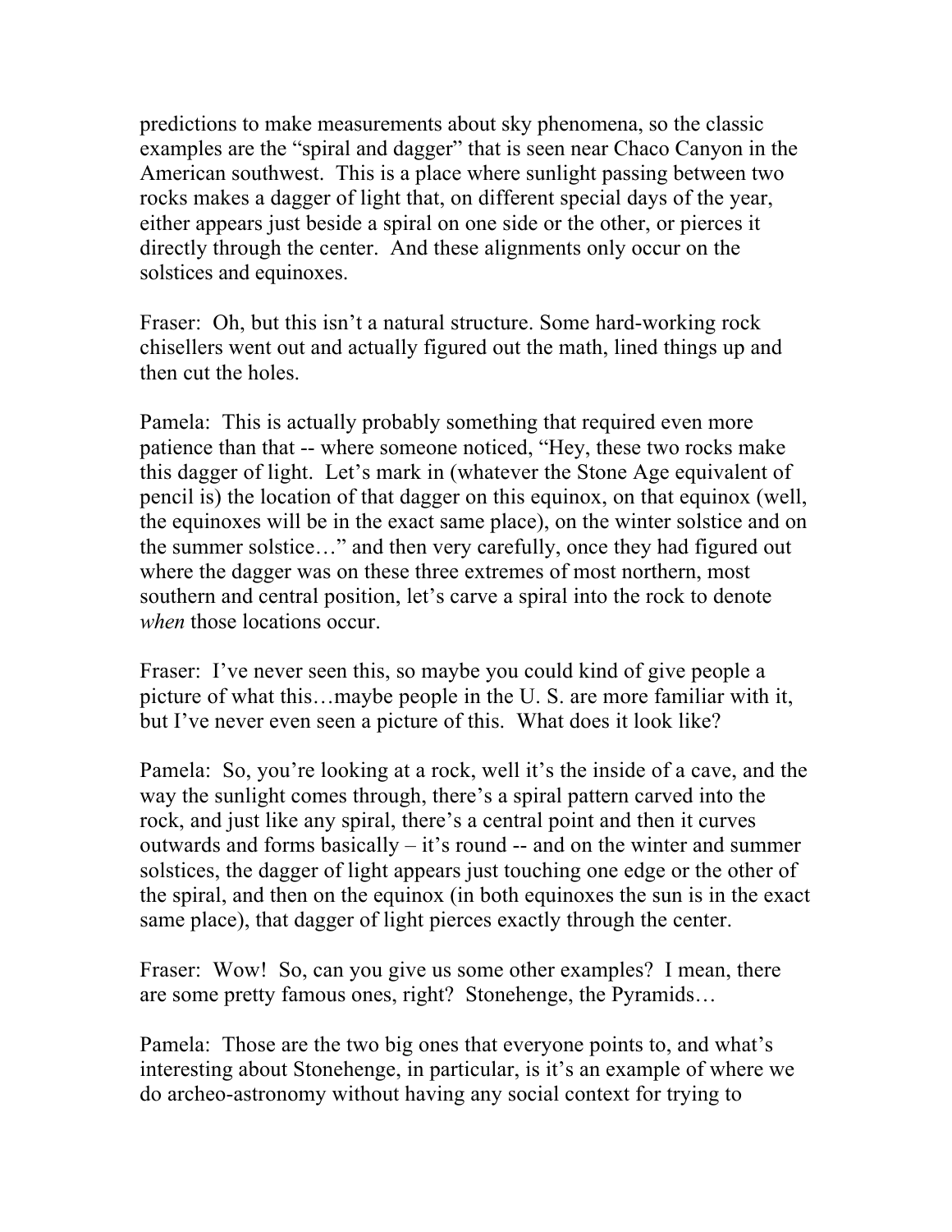predictions to make measurements about sky phenomena, so the classic examples are the "spiral and dagger" that is seen near Chaco Canyon in the American southwest. This is a place where sunlight passing between two rocks makes a dagger of light that, on different special days of the year, either appears just beside a spiral on one side or the other, or pierces it directly through the center. And these alignments only occur on the solstices and equinoxes.

Fraser: Oh, but this isn't a natural structure. Some hard-working rock chisellers went out and actually figured out the math, lined things up and then cut the holes.

Pamela: This is actually probably something that required even more patience than that -- where someone noticed, "Hey, these two rocks make this dagger of light. Let's mark in (whatever the Stone Age equivalent of pencil is) the location of that dagger on this equinox, on that equinox (well, the equinoxes will be in the exact same place), on the winter solstice and on the summer solstice…" and then very carefully, once they had figured out where the dagger was on these three extremes of most northern, most southern and central position, let's carve a spiral into the rock to denote *when* those locations occur.

Fraser: I've never seen this, so maybe you could kind of give people a picture of what this…maybe people in the U. S. are more familiar with it, but I've never even seen a picture of this. What does it look like?

Pamela: So, you're looking at a rock, well it's the inside of a cave, and the way the sunlight comes through, there's a spiral pattern carved into the rock, and just like any spiral, there's a central point and then it curves outwards and forms basically – it's round -- and on the winter and summer solstices, the dagger of light appears just touching one edge or the other of the spiral, and then on the equinox (in both equinoxes the sun is in the exact same place), that dagger of light pierces exactly through the center.

Fraser: Wow! So, can you give us some other examples? I mean, there are some pretty famous ones, right? Stonehenge, the Pyramids…

Pamela: Those are the two big ones that everyone points to, and what's interesting about Stonehenge, in particular, is it's an example of where we do archeo-astronomy without having any social context for trying to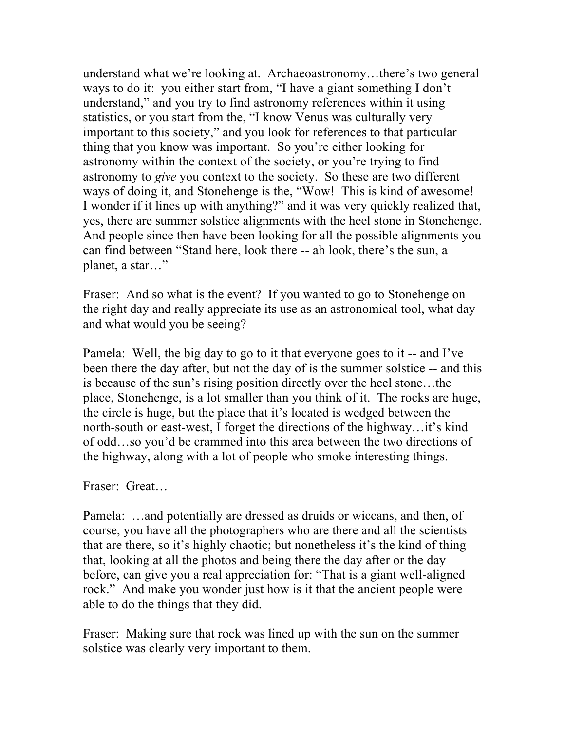understand what we're looking at. Archaeoastronomy…there's two general ways to do it: you either start from, "I have a giant something I don't understand," and you try to find astronomy references within it using statistics, or you start from the, "I know Venus was culturally very important to this society," and you look for references to that particular thing that you know was important. So you're either looking for astronomy within the context of the society, or you're trying to find astronomy to *give* you context to the society. So these are two different ways of doing it, and Stonehenge is the, "Wow! This is kind of awesome! I wonder if it lines up with anything?" and it was very quickly realized that, yes, there are summer solstice alignments with the heel stone in Stonehenge. And people since then have been looking for all the possible alignments you can find between "Stand here, look there -- ah look, there's the sun, a planet, a star…"

Fraser: And so what is the event? If you wanted to go to Stonehenge on the right day and really appreciate its use as an astronomical tool, what day and what would you be seeing?

Pamela: Well, the big day to go to it that everyone goes to it -- and I've been there the day after, but not the day of is the summer solstice -- and this is because of the sun's rising position directly over the heel stone…the place, Stonehenge, is a lot smaller than you think of it. The rocks are huge, the circle is huge, but the place that it's located is wedged between the north-south or east-west, I forget the directions of the highway…it's kind of odd…so you'd be crammed into this area between the two directions of the highway, along with a lot of people who smoke interesting things.

Fraser: Great…

Pamela: …and potentially are dressed as druids or wiccans, and then, of course, you have all the photographers who are there and all the scientists that are there, so it's highly chaotic; but nonetheless it's the kind of thing that, looking at all the photos and being there the day after or the day before, can give you a real appreciation for: "That is a giant well-aligned rock." And make you wonder just how is it that the ancient people were able to do the things that they did.

Fraser: Making sure that rock was lined up with the sun on the summer solstice was clearly very important to them.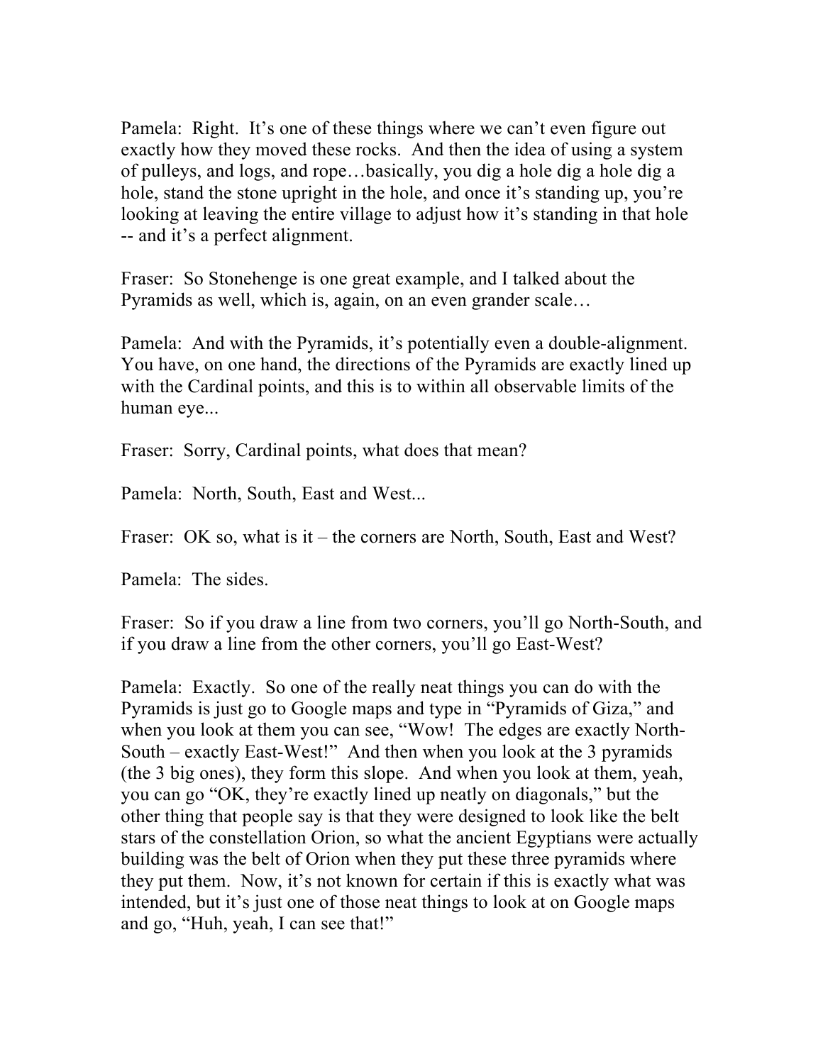Pamela: Right. It's one of these things where we can't even figure out exactly how they moved these rocks. And then the idea of using a system of pulleys, and logs, and rope…basically, you dig a hole dig a hole dig a hole, stand the stone upright in the hole, and once it's standing up, you're looking at leaving the entire village to adjust how it's standing in that hole -- and it's a perfect alignment.

Fraser: So Stonehenge is one great example, and I talked about the Pyramids as well, which is, again, on an even grander scale…

Pamela: And with the Pyramids, it's potentially even a double-alignment. You have, on one hand, the directions of the Pyramids are exactly lined up with the Cardinal points, and this is to within all observable limits of the human eye...

Fraser: Sorry, Cardinal points, what does that mean?

Pamela: North, South, East and West...

Fraser: OK so, what is it – the corners are North, South, East and West?

Pamela: The sides.

Fraser: So if you draw a line from two corners, you'll go North-South, and if you draw a line from the other corners, you'll go East-West?

Pamela: Exactly. So one of the really neat things you can do with the Pyramids is just go to Google maps and type in "Pyramids of Giza," and when you look at them you can see, "Wow! The edges are exactly North-South – exactly East-West!" And then when you look at the 3 pyramids (the 3 big ones), they form this slope. And when you look at them, yeah, you can go "OK, they're exactly lined up neatly on diagonals," but the other thing that people say is that they were designed to look like the belt stars of the constellation Orion, so what the ancient Egyptians were actually building was the belt of Orion when they put these three pyramids where they put them. Now, it's not known for certain if this is exactly what was intended, but it's just one of those neat things to look at on Google maps and go, "Huh, yeah, I can see that!"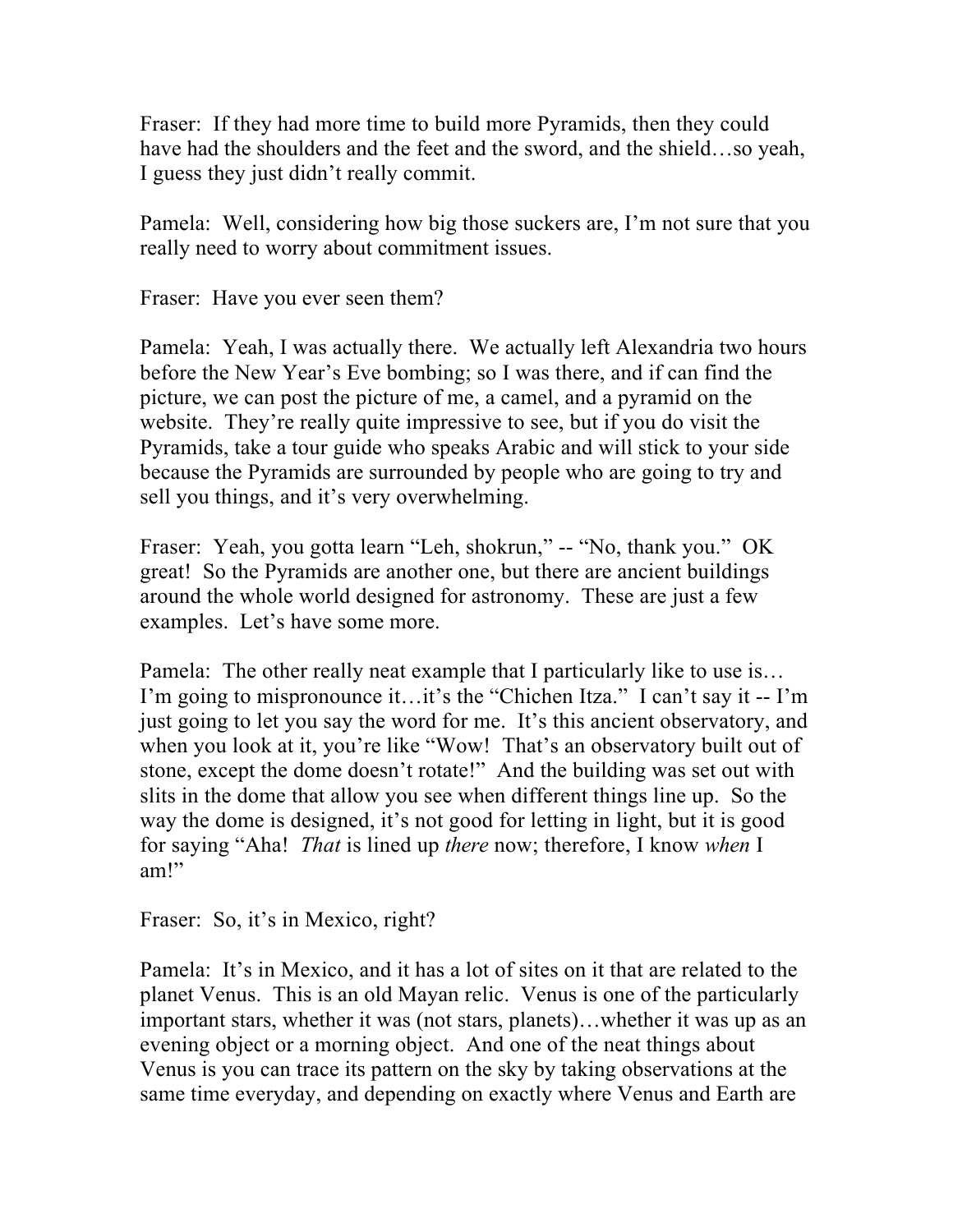Fraser: If they had more time to build more Pyramids, then they could have had the shoulders and the feet and the sword, and the shield…so yeah, I guess they just didn't really commit.

Pamela: Well, considering how big those suckers are, I'm not sure that you really need to worry about commitment issues.

Fraser: Have you ever seen them?

Pamela: Yeah, I was actually there. We actually left Alexandria two hours before the New Year's Eve bombing; so I was there, and if can find the picture, we can post the picture of me, a camel, and a pyramid on the website. They're really quite impressive to see, but if you do visit the Pyramids, take a tour guide who speaks Arabic and will stick to your side because the Pyramids are surrounded by people who are going to try and sell you things, and it's very overwhelming.

Fraser: Yeah, you gotta learn "Leh, shokrun," -- "No, thank you." OK great! So the Pyramids are another one, but there are ancient buildings around the whole world designed for astronomy. These are just a few examples. Let's have some more.

Pamela: The other really neat example that I particularly like to use is… I'm going to mispronounce it…it's the "Chichen Itza." I can't say it -- I'm just going to let you say the word for me. It's this ancient observatory, and when you look at it, you're like "Wow! That's an observatory built out of stone, except the dome doesn't rotate!" And the building was set out with slits in the dome that allow you see when different things line up. So the way the dome is designed, it's not good for letting in light, but it is good for saying "Aha! *That* is lined up *there* now; therefore, I know *when* I am!"

Fraser: So, it's in Mexico, right?

Pamela: It's in Mexico, and it has a lot of sites on it that are related to the planet Venus. This is an old Mayan relic. Venus is one of the particularly important stars, whether it was (not stars, planets)…whether it was up as an evening object or a morning object. And one of the neat things about Venus is you can trace its pattern on the sky by taking observations at the same time everyday, and depending on exactly where Venus and Earth are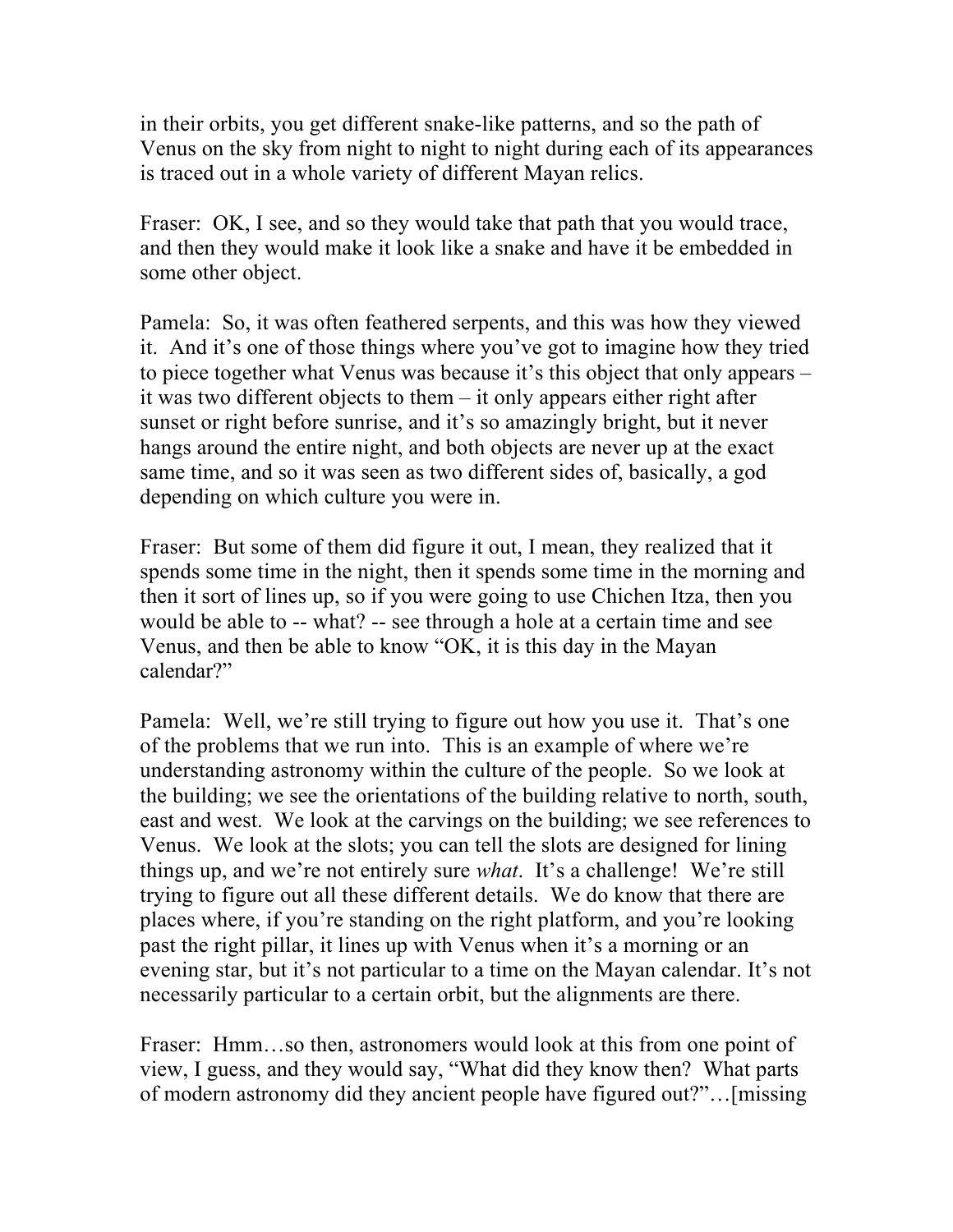in their orbits, you get different snake-like patterns, and so the path of Venus on the sky from night to night to night during each of its appearances is traced out in a whole variety of different Mayan relics.

Fraser: OK, I see, and so they would take that path that you would trace, and then they would make it look like a snake and have it be embedded in some other object.

Pamela: So, it was often feathered serpents, and this was how they viewed it. And it's one of those things where you've got to imagine how they tried to piece together what Venus was because it's this object that only appears – it was two different objects to them – it only appears either right after sunset or right before sunrise, and it's so amazingly bright, but it never hangs around the entire night, and both objects are never up at the exact same time, and so it was seen as two different sides of, basically, a god depending on which culture you were in.

Fraser: But some of them did figure it out, I mean, they realized that it spends some time in the night, then it spends some time in the morning and then it sort of lines up, so if you were going to use Chichen Itza, then you would be able to -- what? -- see through a hole at a certain time and see Venus, and then be able to know "OK, it is this day in the Mayan calendar?"

Pamela: Well, we're still trying to figure out how you use it. That's one of the problems that we run into. This is an example of where we're understanding astronomy within the culture of the people. So we look at the building; we see the orientations of the building relative to north, south, east and west. We look at the carvings on the building; we see references to Venus. We look at the slots; you can tell the slots are designed for lining things up, and we're not entirely sure *what*. It's a challenge! We're still trying to figure out all these different details. We do know that there are places where, if you're standing on the right platform, and you're looking past the right pillar, it lines up with Venus when it's a morning or an evening star, but it's not particular to a time on the Mayan calendar. It's not necessarily particular to a certain orbit, but the alignments are there.

Fraser: Hmm…so then, astronomers would look at this from one point of view, I guess, and they would say, "What did they know then? What parts of modern astronomy did they ancient people have figured out?"…[missing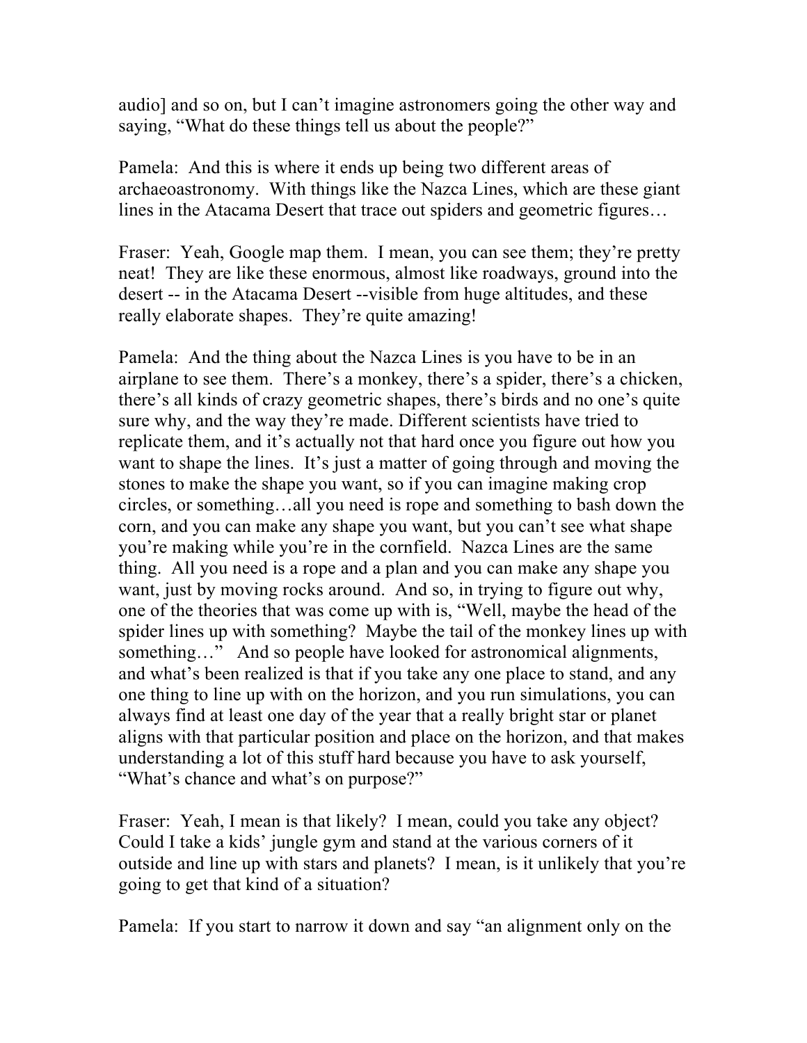audio] and so on, but I can't imagine astronomers going the other way and saying, "What do these things tell us about the people?"

Pamela: And this is where it ends up being two different areas of archaeoastronomy. With things like the Nazca Lines, which are these giant lines in the Atacama Desert that trace out spiders and geometric figures…

Fraser: Yeah, Google map them. I mean, you can see them; they're pretty neat! They are like these enormous, almost like roadways, ground into the desert -- in the Atacama Desert --visible from huge altitudes, and these really elaborate shapes. They're quite amazing!

Pamela: And the thing about the Nazca Lines is you have to be in an airplane to see them. There's a monkey, there's a spider, there's a chicken, there's all kinds of crazy geometric shapes, there's birds and no one's quite sure why, and the way they're made. Different scientists have tried to replicate them, and it's actually not that hard once you figure out how you want to shape the lines. It's just a matter of going through and moving the stones to make the shape you want, so if you can imagine making crop circles, or something…all you need is rope and something to bash down the corn, and you can make any shape you want, but you can't see what shape you're making while you're in the cornfield. Nazca Lines are the same thing. All you need is a rope and a plan and you can make any shape you want, just by moving rocks around. And so, in trying to figure out why, one of the theories that was come up with is, "Well, maybe the head of the spider lines up with something? Maybe the tail of the monkey lines up with something…" And so people have looked for astronomical alignments, and what's been realized is that if you take any one place to stand, and any one thing to line up with on the horizon, and you run simulations, you can always find at least one day of the year that a really bright star or planet aligns with that particular position and place on the horizon, and that makes understanding a lot of this stuff hard because you have to ask yourself, "What's chance and what's on purpose?"

Fraser: Yeah, I mean is that likely? I mean, could you take any object? Could I take a kids' jungle gym and stand at the various corners of it outside and line up with stars and planets? I mean, is it unlikely that you're going to get that kind of a situation?

Pamela: If you start to narrow it down and say "an alignment only on the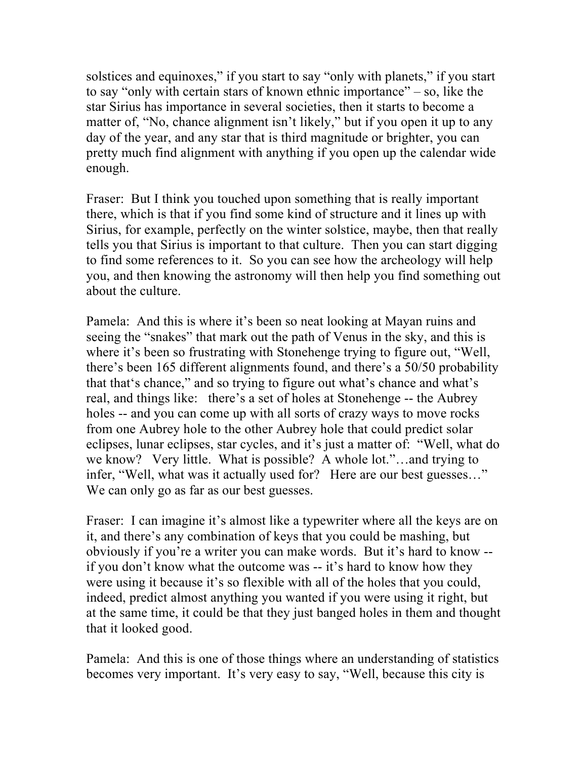solstices and equinoxes," if you start to say "only with planets," if you start to say "only with certain stars of known ethnic importance" – so, like the star Sirius has importance in several societies, then it starts to become a matter of, "No, chance alignment isn't likely," but if you open it up to any day of the year, and any star that is third magnitude or brighter, you can pretty much find alignment with anything if you open up the calendar wide enough.

Fraser: But I think you touched upon something that is really important there, which is that if you find some kind of structure and it lines up with Sirius, for example, perfectly on the winter solstice, maybe, then that really tells you that Sirius is important to that culture. Then you can start digging to find some references to it. So you can see how the archeology will help you, and then knowing the astronomy will then help you find something out about the culture.

Pamela: And this is where it's been so neat looking at Mayan ruins and seeing the "snakes" that mark out the path of Venus in the sky, and this is where it's been so frustrating with Stonehenge trying to figure out, "Well, there's been 165 different alignments found, and there's a 50/50 probability that that's chance," and so trying to figure out what's chance and what's real, and things like: there's a set of holes at Stonehenge -- the Aubrey holes -- and you can come up with all sorts of crazy ways to move rocks from one Aubrey hole to the other Aubrey hole that could predict solar eclipses, lunar eclipses, star cycles, and it's just a matter of: "Well, what do we know? Very little. What is possible? A whole lot."…and trying to infer, "Well, what was it actually used for? Here are our best guesses…" We can only go as far as our best guesses.

Fraser: I can imagine it's almost like a typewriter where all the keys are on it, and there's any combination of keys that you could be mashing, but obviously if you're a writer you can make words. But it's hard to know -- if you don't know what the outcome was -- it's hard to know how they were using it because it's so flexible with all of the holes that you could, indeed, predict almost anything you wanted if you were using it right, but at the same time, it could be that they just banged holes in them and thought that it looked good.

Pamela: And this is one of those things where an understanding of statistics becomes very important. It's very easy to say, "Well, because this city is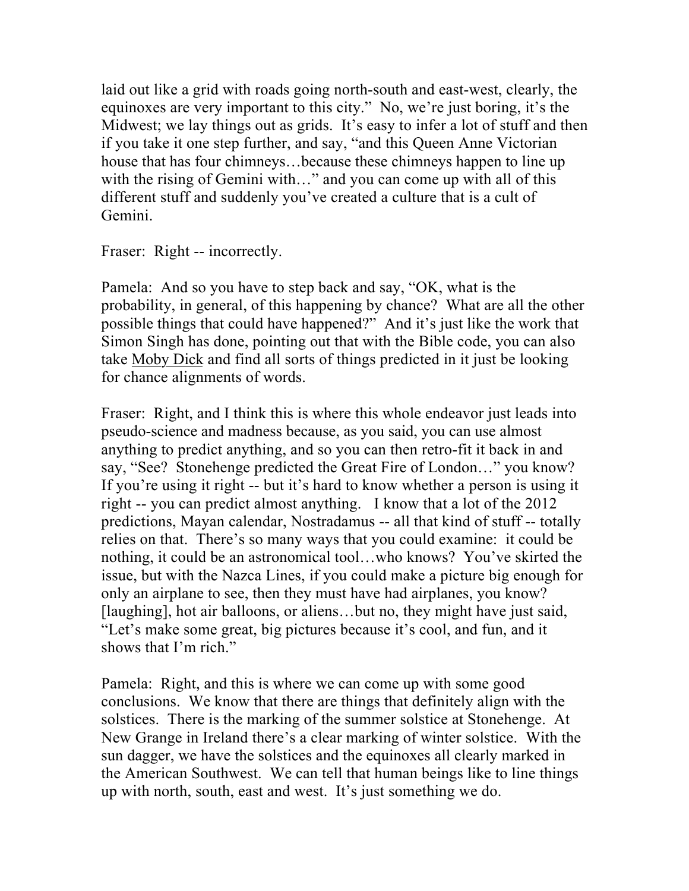laid out like a grid with roads going north-south and east-west, clearly, the equinoxes are very important to this city." No, we're just boring, it's the Midwest; we lay things out as grids. It's easy to infer a lot of stuff and then if you take it one step further, and say, "and this Queen Anne Victorian house that has four chimneys…because these chimneys happen to line up with the rising of Gemini with…" and you can come up with all of this different stuff and suddenly you've created a culture that is a cult of Gemini.

Fraser: Right -- incorrectly.

Pamela: And so you have to step back and say, "OK, what is the probability, in general, of this happening by chance? What are all the other possible things that could have happened?" And it's just like the work that Simon Singh has done, pointing out that with the Bible code, you can also take Moby Dick and find all sorts of things predicted in it just be looking for chance alignments of words.

Fraser: Right, and I think this is where this whole endeavor just leads into pseudo-science and madness because, as you said, you can use almost anything to predict anything, and so you can then retro-fit it back in and say, "See? Stonehenge predicted the Great Fire of London…" you know? If you're using it right -- but it's hard to know whether a person is using it right -- you can predict almost anything. I know that a lot of the 2012 predictions, Mayan calendar, Nostradamus -- all that kind of stuff -- totally relies on that. There's so many ways that you could examine: it could be nothing, it could be an astronomical tool…who knows? You've skirted the issue, but with the Nazca Lines, if you could make a picture big enough for only an airplane to see, then they must have had airplanes, you know? [laughing], hot air balloons, or aliens…but no, they might have just said, "Let's make some great, big pictures because it's cool, and fun, and it shows that I'm rich."

Pamela: Right, and this is where we can come up with some good conclusions. We know that there are things that definitely align with the solstices. There is the marking of the summer solstice at Stonehenge. At New Grange in Ireland there's a clear marking of winter solstice. With the sun dagger, we have the solstices and the equinoxes all clearly marked in the American Southwest. We can tell that human beings like to line things up with north, south, east and west. It's just something we do.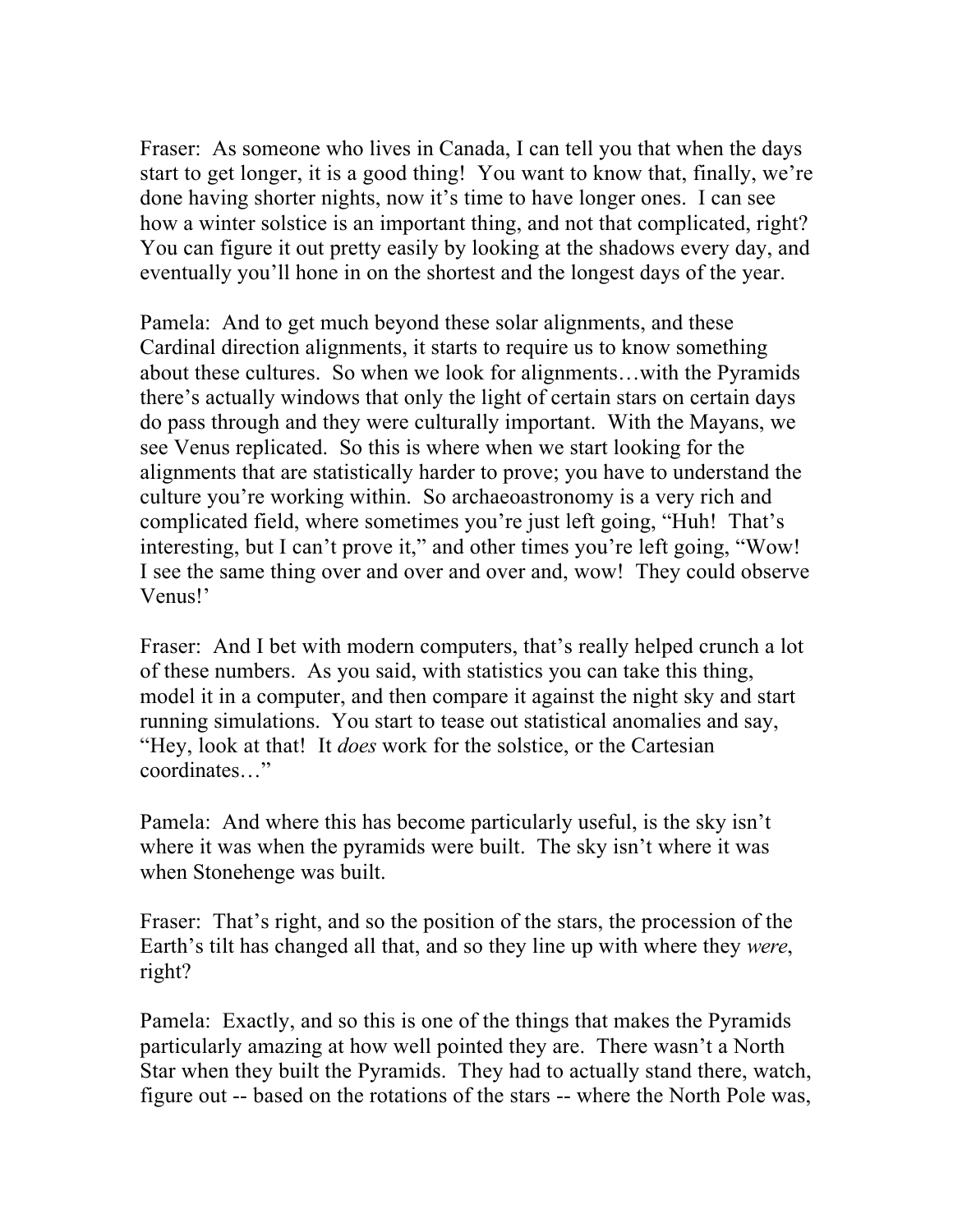Fraser: As someone who lives in Canada, I can tell you that when the days start to get longer, it is a good thing! You want to know that, finally, we're done having shorter nights, now it's time to have longer ones. I can see how a winter solstice is an important thing, and not that complicated, right? You can figure it out pretty easily by looking at the shadows every day, and eventually you'll hone in on the shortest and the longest days of the year.

Pamela: And to get much beyond these solar alignments, and these Cardinal direction alignments, it starts to require us to know something about these cultures. So when we look for alignments…with the Pyramids there's actually windows that only the light of certain stars on certain days do pass through and they were culturally important. With the Mayans, we see Venus replicated. So this is where when we start looking for the alignments that are statistically harder to prove; you have to understand the culture you're working within. So archaeoastronomy is a very rich and complicated field, where sometimes you're just left going, "Huh! That's interesting, but I can't prove it," and other times you're left going, "Wow! I see the same thing over and over and over and, wow! They could observe Venus!'

Fraser: And I bet with modern computers, that's really helped crunch a lot of these numbers. As you said, with statistics you can take this thing, model it in a computer, and then compare it against the night sky and start running simulations. You start to tease out statistical anomalies and say, "Hey, look at that! It *does* work for the solstice, or the Cartesian coordinates…"

Pamela: And where this has become particularly useful, is the sky isn't where it was when the pyramids were built. The sky isn't where it was when Stonehenge was built.

Fraser: That's right, and so the position of the stars, the procession of the Earth's tilt has changed all that, and so they line up with where they *were*, right?

Pamela: Exactly, and so this is one of the things that makes the Pyramids particularly amazing at how well pointed they are. There wasn't a North Star when they built the Pyramids. They had to actually stand there, watch, figure out -- based on the rotations of the stars -- where the North Pole was,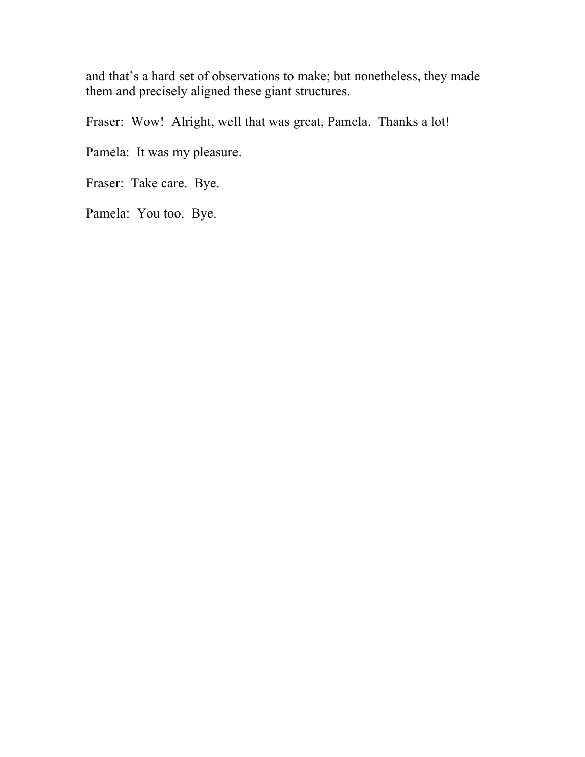and that’s a hard set of observations to make; but nonetheless, they made them and precisely aligned these giant structures.

Fraser: Wow! Alright, well that was great, Pamela. Thanks a lot!

Pamela: It was my pleasure.

Fraser: Take care. Bye.

Pamela: You too. Bye.